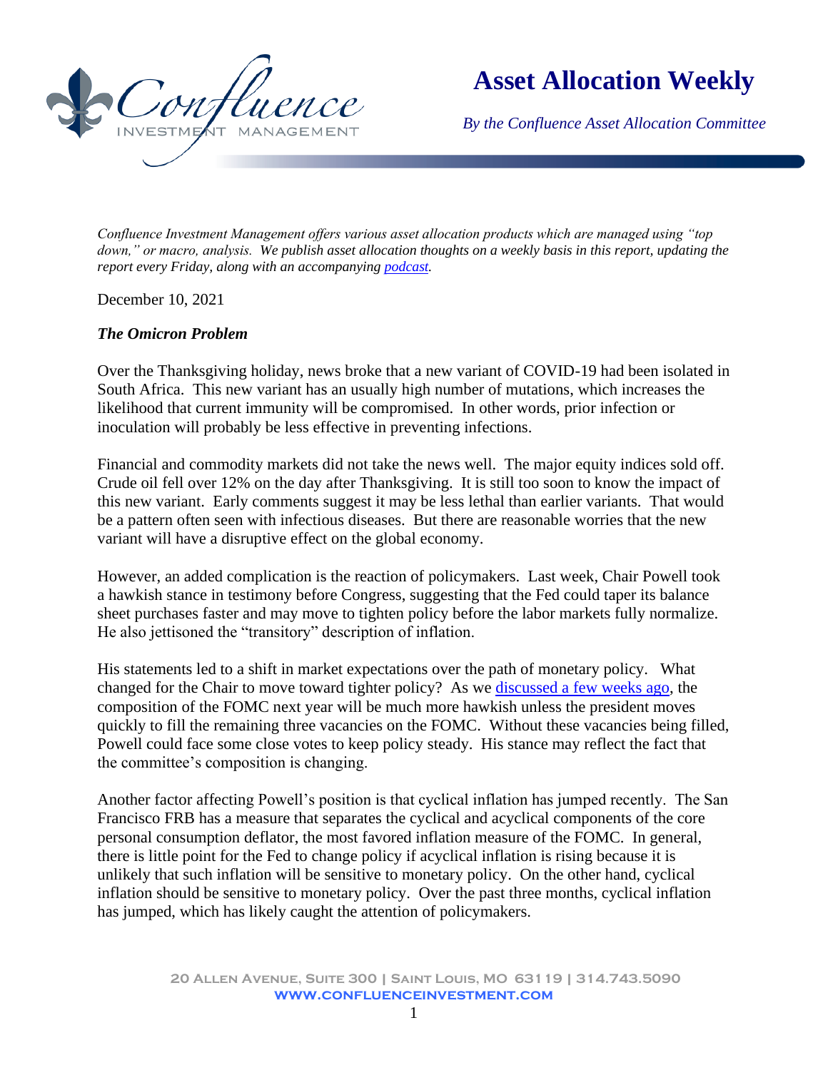# Asset Allocation Weekly

*By the Confluence Asset Allocation Committee*

*Confluence Investment Management offers various asset allocation products which are managed using "top down," or macro, analysis. We publish asset allocation thoughts on a weekly basis in this report, updating the report every Friday, along with an accompanying [podcast](#).*

December 10, 2021

***The Omicron Problem***

Over the Thanksgiving holiday, news broke that a new variant of COVID-19 had been isolated in South Africa. This new variant has an usually high number of mutations, which increases the likelihood that current immunity will be compromised. In other words, prior infection or inoculation will probably be less effective in preventing infections.

Financial and commodity markets did not take the news well. The major equity indices sold off. Crude oil fell over 12% on the day after Thanksgiving. It is still too soon to know the impact of this new variant. Early comments suggest it may be less lethal than earlier variants. That would be a pattern often seen with infectious diseases. But there are reasonable worries that the new variant will have a disruptive effect on the global economy.

However, an added complication is the reaction of policymakers. Last week, Chair Powell took a hawkish stance in testimony before Congress, suggesting that the Fed could taper its balance sheet purchases faster and may move to tighten policy before the labor markets fully normalize. He also jettisoned the "transitory" description of inflation.

His statements led to a shift in market expectations over the path of monetary policy. What changed for the Chair to move toward tighter policy? As we [discussed a few weeks ago](#), the composition of the FOMC next year will be much more hawkish unless the president moves quickly to fill the remaining three vacancies on the FOMC. Without these vacancies being filled, Powell could face some close votes to keep policy steady. His stance may reflect the fact that the committee's composition is changing.

Another factor affecting Powell's position is that cyclical inflation has jumped recently. The San Francisco FRB has a measure that separates the cyclical and acyclical components of the core personal consumption deflator, the most favored inflation measure of the FOMC. In general, there is little point for the Fed to change policy if acyclical inflation is rising because it is unlikely that such inflation will be sensitive to monetary policy. On the other hand, cyclical inflation should be sensitive to monetary policy. Over the past three months, cyclical inflation has jumped, which has likely caught the attention of policymakers.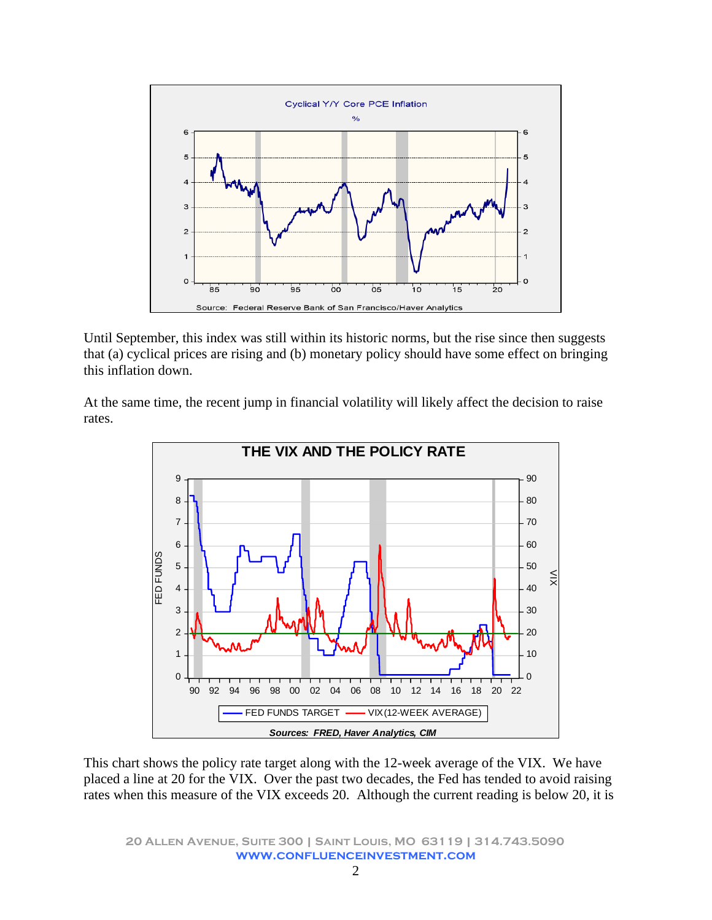Until September, this index was still within its historic norms, but the rise since then suggests that (a) cyclical prices are rising and (b) monetary policy should have some effect on bringing this inflation down.

At the same time, the recent jump in financial volatility will likely affect the decision to raise rates.

This chart shows the policy rate target along with the 12-week average of the VIX. We have placed a line at 20 for the VIX. Over the past two decades, the Fed has tended to avoid raising rates when this measure of the VIX exceeds 20. Although the current reading is below 20, it is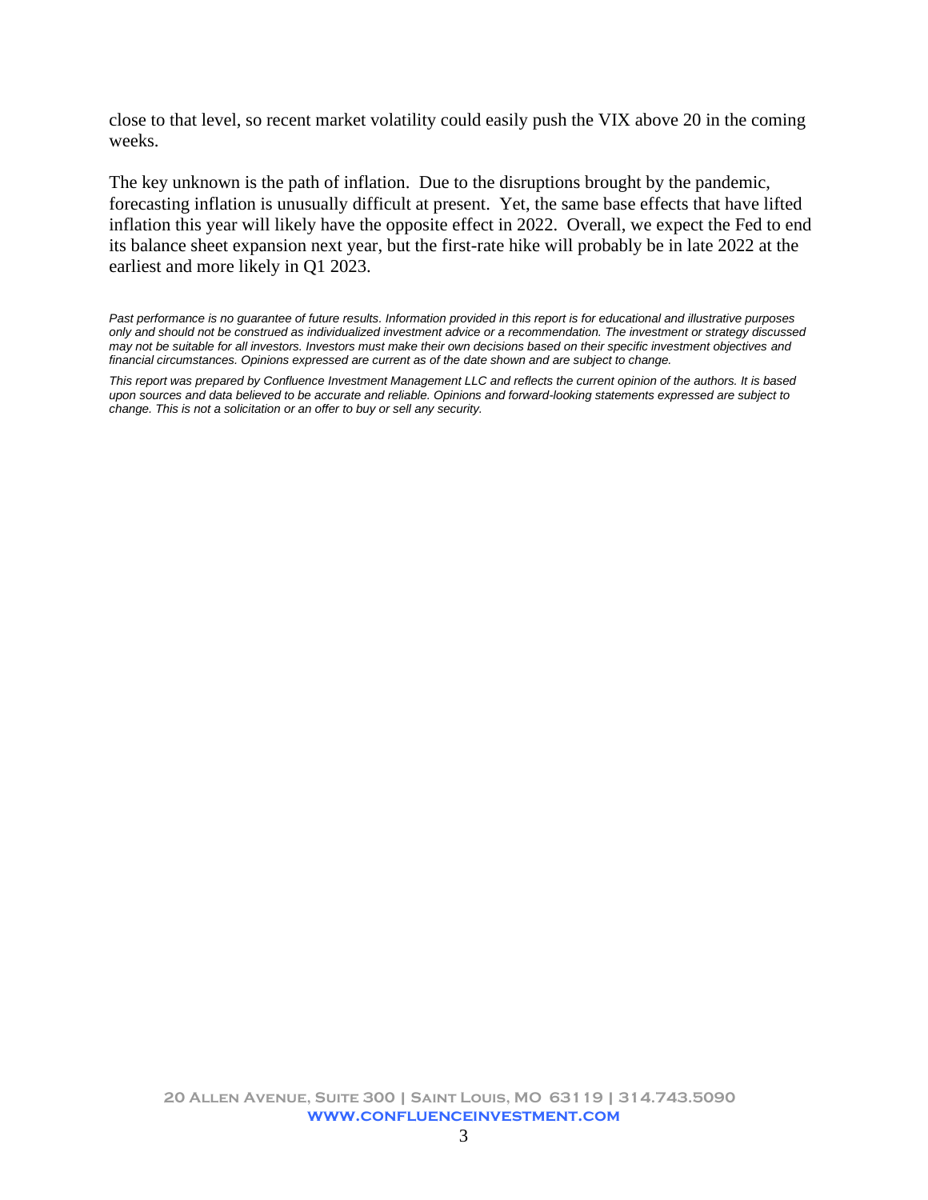close to that level, so recent market volatility could easily push the VIX above 20 in the coming weeks.

The key unknown is the path of inflation. Due to the disruptions brought by the pandemic, forecasting inflation is unusually difficult at present. Yet, the same base effects that have lifted inflation this year will likely have the opposite effect in 2022. Overall, we expect the Fed to end its balance sheet expansion next year, but the first-rate hike will probably be in late 2022 at the earliest and more likely in Q1 2023.

*Past performance is no guarantee of future results. Information provided in this report is for educational and illustrative purposes only and should not be construed as individualized investment advice or a recommendation. The investment or strategy discussed may not be suitable for all investors. Investors must make their own decisions based on their specific investment objectives and financial circumstances. Opinions expressed are current as of the date shown and are subject to change.*

*This report was prepared by Confluence Investment Management LLC and reflects the current opinion of the authors. It is based upon sources and data believed to be accurate and reliable. Opinions and forward-looking statements expressed are subject to change. This is not a solicitation or an offer to buy or sell any security.*

20 Allen Avenue, Suite 300 | Saint Louis, MO 63119 | 314.743.5090
**www.confluenceinvestment.com**